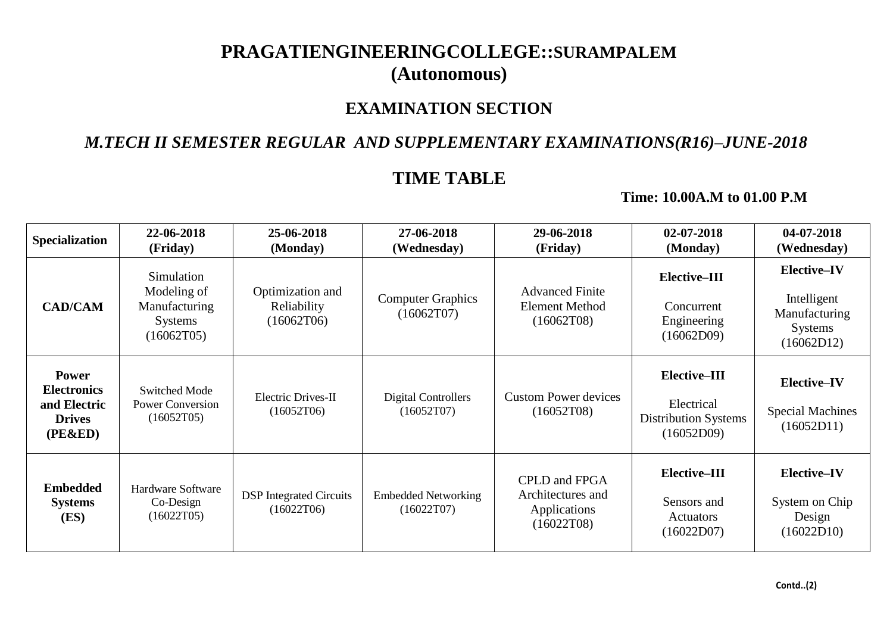# PRAGATIENGINEERINGCOLLEGE::SURAMPALEM
# (Autonomous)

## EXAMINATION SECTION

## *M.TECH II SEMESTER REGULAR AND SUPPLEMENTARY EXAMINATIONS(R16)–JUNE-2018*

## TIME TABLE

**Time: 10.00A.M to 01.00 P.M**

| Specialization | 22-06-2018 (Friday) | 25-06-2018 (Monday) | 27-06-2018 (Wednesday) | 29-06-2018 (Friday) | 02-07-2018 (Monday) | 04-07-2018 (Wednesday) |
|---|---|---|---|---|---|---|
| **CAD/CAM** | Simulation Modeling of Manufacturing Systems (16062T05) | Optimization and Reliability (16062T06) | Computer Graphics (16062T07) | Advanced Finite Element Method (16062T08) | **Elective–III** Concurrent Engineering (16062D09) | **Elective–IV** Intelligent Manufacturing Systems (16062D12) |
| **Power Electronics and Electric Drives (PE&ED)** | Switched Mode Power Conversion (16052T05) | Electric Drives-II (16052T06) | Digital Controllers (16052T07) | Custom Power devices (16052T08) | **Elective–III** Electrical Distribution Systems (16052D09) | **Elective–IV** Special Machines (16052D11) |
| **Embedded Systems (ES)** | Hardware Software Co-Design (16022T05) | DSP Integrated Circuits (16022T06) | Embedded Networking (16022T07) | CPLD and FPGA Architectures and Applications (16022T08) | **Elective–III** Sensors and Actuators (16022D07) | **Elective–IV** System on Chip Design (16022D10) |

**Contd..(2)**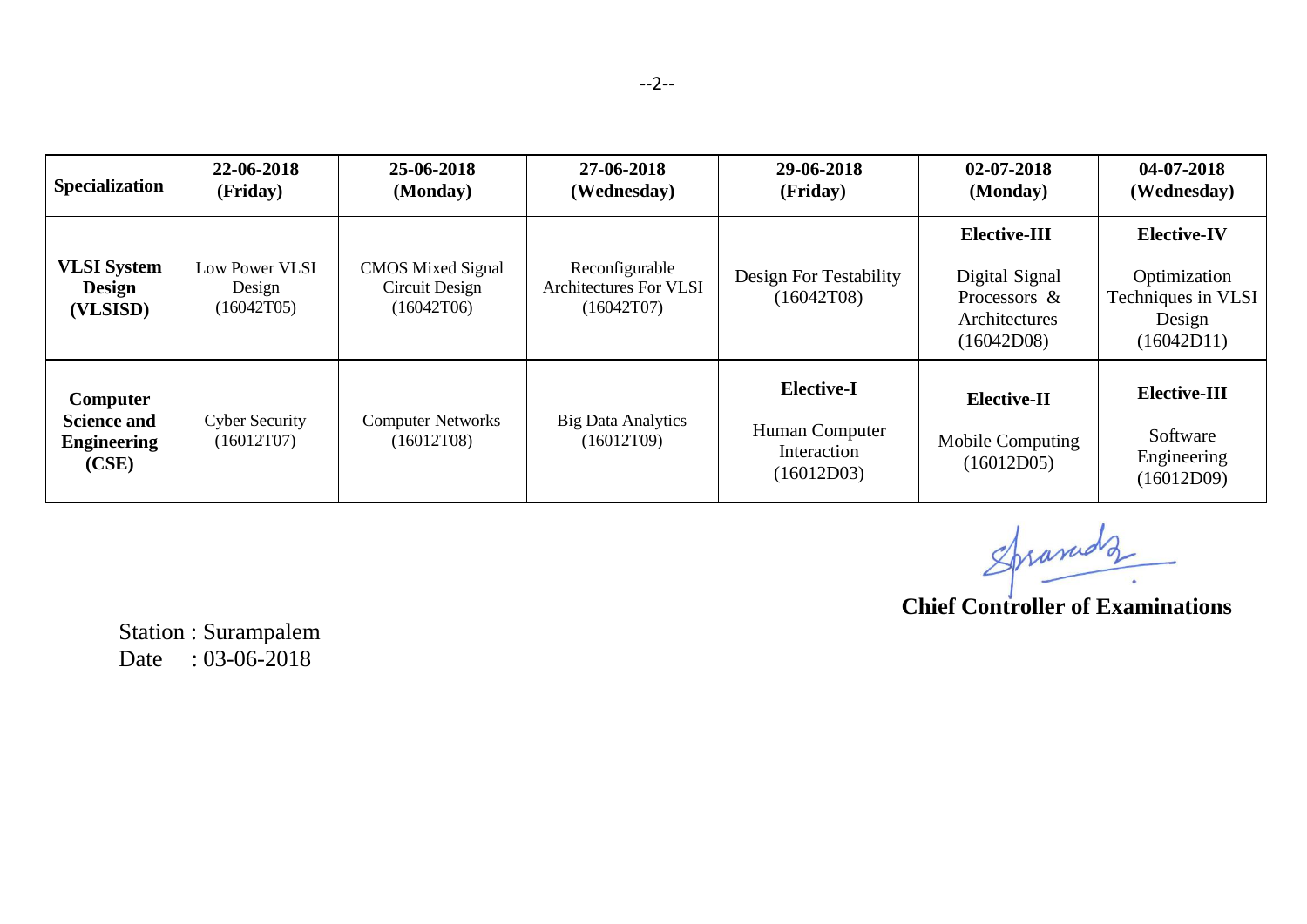| Specialization | 22-06-2018 (Friday) | 25-06-2018 (Monday) | 27-06-2018 (Wednesday) | 29-06-2018 (Friday) | 02-07-2018 (Monday) | 04-07-2018 (Wednesday) |
|---|---|---|---|---|---|---|
| **VLSI System Design (VLSISD)** | Low Power VLSI Design (16042T05) | CMOS Mixed Signal Circuit Design (16042T06) | Reconfigurable Architectures For VLSI (16042T07) | Design For Testability (16042T08) | **Elective-III** Digital Signal Processors & Architectures (16042D08) | **Elective-IV** Optimization Techniques in VLSI Design (16042D11) |
| **Computer Science and Engineering (CSE)** | Cyber Security (16012T07) | Computer Networks (16012T08) | Big Data Analytics (16012T09) | **Elective-I** Human Computer Interaction (16012D03) | **Elective-II** Mobile Computing (16012D05) | **Elective-III** Software Engineering (16012D09) |

**Chief Controller of Examinations**

Station : Surampalem
Date : 03-06-2018